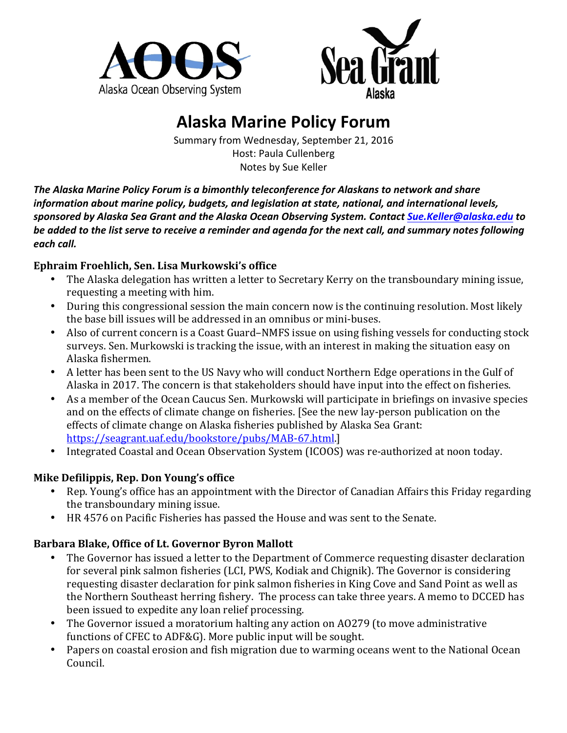AOOS
Alaska Ocean Observing System

Sea Grant
Alaska

# Alaska Marine Policy Forum

Summary from Wednesday, September 21, 2016
Host: Paula Cullenberg
Notes by Sue Keller

***The Alaska Marine Policy Forum is a bimonthly teleconference for Alaskans to network and share information about marine policy, budgets, and legislation at state, national, and international levels, sponsored by Alaska Sea Grant and the Alaska Ocean Observing System. Contact [Sue.Keller@alaska.edu](mailto:Sue.Keller@alaska.edu) to be added to the list serve to receive a reminder and agenda for the next call, and summary notes following each call.***

### Ephraim Froehlich, Sen. Lisa Murkowski's office

- The Alaska delegation has written a letter to Secretary Kerry on the transboundary mining issue, requesting a meeting with him.
- During this congressional session the main concern now is the continuing resolution. Most likely the base bill issues will be addressed in an omnibus or mini-buses.
- Also of current concern is a Coast Guard–NMFS issue on using fishing vessels for conducting stock surveys. Sen. Murkowski is tracking the issue, with an interest in making the situation easy on Alaska fishermen.
- A letter has been sent to the US Navy who will conduct Northern Edge operations in the Gulf of Alaska in 2017. The concern is that stakeholders should have input into the effect on fisheries.
- As a member of the Ocean Caucus Sen. Murkowski will participate in briefings on invasive species and on the effects of climate change on fisheries. [See the new lay-person publication on the effects of climate change on Alaska fisheries published by Alaska Sea Grant: https://seagrant.uaf.edu/bookstore/pubs/MAB-67.html.]
- Integrated Coastal and Ocean Observation System (ICOOS) was re-authorized at noon today.

### Mike Defilippis, Rep. Don Young's office

- Rep. Young's office has an appointment with the Director of Canadian Affairs this Friday regarding the transboundary mining issue.
- HR 4576 on Pacific Fisheries has passed the House and was sent to the Senate.

### Barbara Blake, Office of Lt. Governor Byron Mallott

- The Governor has issued a letter to the Department of Commerce requesting disaster declaration for several pink salmon fisheries (LCI, PWS, Kodiak and Chignik). The Governor is considering requesting disaster declaration for pink salmon fisheries in King Cove and Sand Point as well as the Northern Southeast herring fishery. The process can take three years. A memo to DCCED has been issued to expedite any loan relief processing.
- The Governor issued a moratorium halting any action on AO279 (to move administrative functions of CFEC to ADF&G). More public input will be sought.
- Papers on coastal erosion and fish migration due to warming oceans went to the National Ocean Council.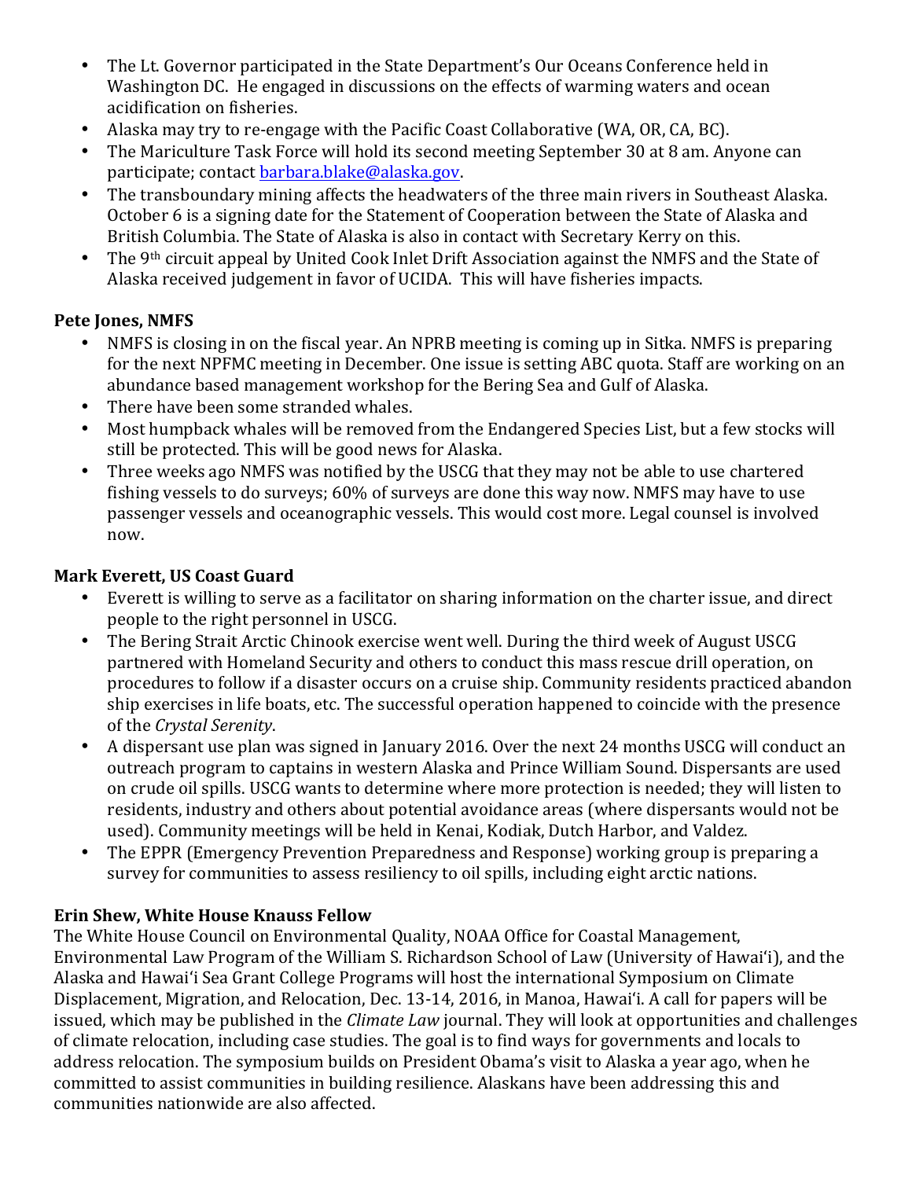- The Lt. Governor participated in the State Department's Our Oceans Conference held in Washington DC. He engaged in discussions on the effects of warming waters and ocean acidification on fisheries.
- Alaska may try to re-engage with the Pacific Coast Collaborative (WA, OR, CA, BC).
- The Mariculture Task Force will hold its second meeting September 30 at 8 am. Anyone can participate; contact barbara.blake@alaska.gov.
- The transboundary mining affects the headwaters of the three main rivers in Southeast Alaska. October 6 is a signing date for the Statement of Cooperation between the State of Alaska and British Columbia. The State of Alaska is also in contact with Secretary Kerry on this.
- The 9th circuit appeal by United Cook Inlet Drift Association against the NMFS and the State of Alaska received judgement in favor of UCIDA. This will have fisheries impacts.

**Pete Jones, NMFS**

- NMFS is closing in on the fiscal year. An NPRB meeting is coming up in Sitka. NMFS is preparing for the next NPFMC meeting in December. One issue is setting ABC quota. Staff are working on an abundance based management workshop for the Bering Sea and Gulf of Alaska.
- There have been some stranded whales.
- Most humpback whales will be removed from the Endangered Species List, but a few stocks will still be protected. This will be good news for Alaska.
- Three weeks ago NMFS was notified by the USCG that they may not be able to use chartered fishing vessels to do surveys; 60% of surveys are done this way now. NMFS may have to use passenger vessels and oceanographic vessels. This would cost more. Legal counsel is involved now.

**Mark Everett, US Coast Guard**

- Everett is willing to serve as a facilitator on sharing information on the charter issue, and direct people to the right personnel in USCG.
- The Bering Strait Arctic Chinook exercise went well. During the third week of August USCG partnered with Homeland Security and others to conduct this mass rescue drill operation, on procedures to follow if a disaster occurs on a cruise ship. Community residents practiced abandon ship exercises in life boats, etc. The successful operation happened to coincide with the presence of the *Crystal Serenity*.
- A dispersant use plan was signed in January 2016. Over the next 24 months USCG will conduct an outreach program to captains in western Alaska and Prince William Sound. Dispersants are used on crude oil spills. USCG wants to determine where more protection is needed; they will listen to residents, industry and others about potential avoidance areas (where dispersants would not be used). Community meetings will be held in Kenai, Kodiak, Dutch Harbor, and Valdez.
- The EPPR (Emergency Prevention Preparedness and Response) working group is preparing a survey for communities to assess resiliency to oil spills, including eight arctic nations.

**Erin Shew, White House Knauss Fellow**

The White House Council on Environmental Quality, NOAA Office for Coastal Management, Environmental Law Program of the William S. Richardson School of Law (University of Hawai'i), and the Alaska and Hawai'i Sea Grant College Programs will host the international Symposium on Climate Displacement, Migration, and Relocation, Dec. 13-14, 2016, in Manoa, Hawai'i. A call for papers will be issued, which may be published in the *Climate Law* journal. They will look at opportunities and challenges of climate relocation, including case studies. The goal is to find ways for governments and locals to address relocation. The symposium builds on President Obama's visit to Alaska a year ago, when he committed to assist communities in building resilience. Alaskans have been addressing this and communities nationwide are also affected.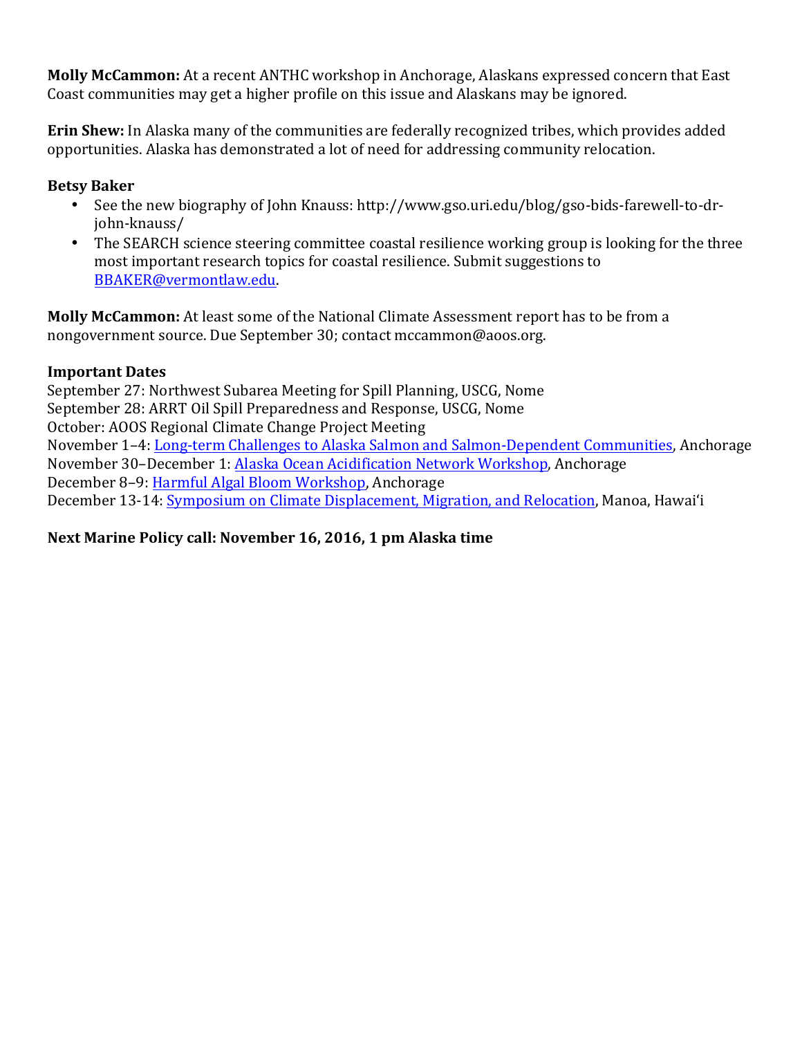**Molly McCammon:** At a recent ANTHC workshop in Anchorage, Alaskans expressed concern that East Coast communities may get a higher profile on this issue and Alaskans may be ignored.

**Erin Shew:** In Alaska many of the communities are federally recognized tribes, which provides added opportunities. Alaska has demonstrated a lot of need for addressing community relocation.

**Betsy Baker**

- See the new biography of John Knauss: http://www.gso.uri.edu/blog/gso-bids-farewell-to-dr-john-knauss/
- The SEARCH science steering committee coastal resilience working group is looking for the three most important research topics for coastal resilience. Submit suggestions to BBAKER@vermontlaw.edu.

**Molly McCammon:** At least some of the National Climate Assessment report has to be from a nongovernment source. Due September 30; contact mccammon@aoos.org.

**Important Dates**

September 27: Northwest Subarea Meeting for Spill Planning, USCG, Nome
September 28: ARRT Oil Spill Preparedness and Response, USCG, Nome
October: AOOS Regional Climate Change Project Meeting
November 1–4: Long-term Challenges to Alaska Salmon and Salmon-Dependent Communities, Anchorage
November 30–December 1: Alaska Ocean Acidification Network Workshop, Anchorage
December 8–9: Harmful Algal Bloom Workshop, Anchorage
December 13-14: Symposium on Climate Displacement, Migration, and Relocation, Manoa, Hawai'i

**Next Marine Policy call: November 16, 2016, 1 pm Alaska time**